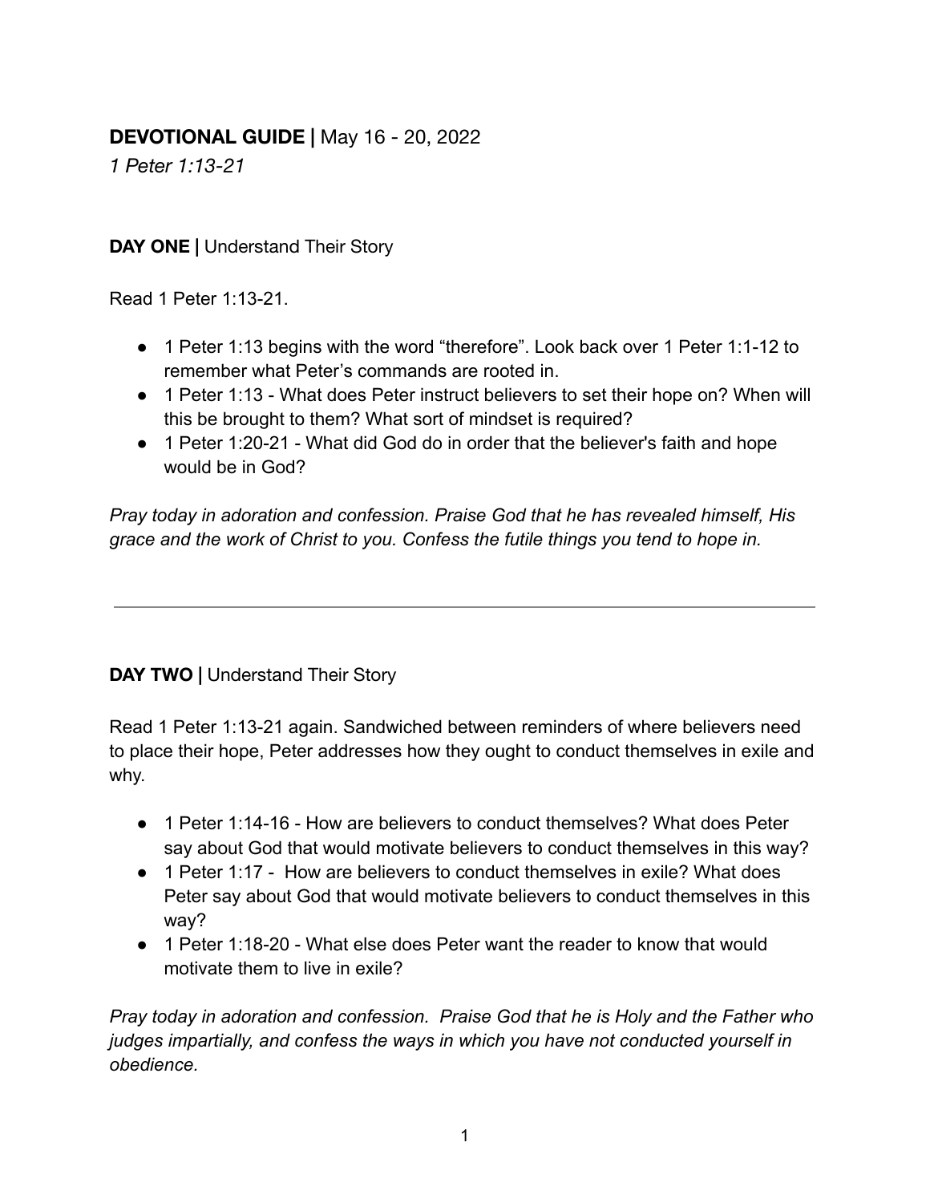## **DEVOTIONAL GUIDE |** May 16 - 20, 2022

*1 Peter 1:13-21*

**DAY ONE |** Understand Their Story

Read 1 Peter 1:13-21.

- 1 Peter 1:13 begins with the word "therefore". Look back over 1 Peter 1:1-12 to remember what Peter's commands are rooted in.
- 1 Peter 1:13 - What does Peter instruct believers to set their hope on? When will this be brought to them? What sort of mindset is required?
- 1 Peter 1:20-21 - What did God do in order that the believer's faith and hope would be in God?

*Pray today in adoration and confession. Praise God that he has revealed himself, His grace and the work of Christ to you. Confess the futile things you tend to hope in.*

---

**DAY TWO |** Understand Their Story

Read 1 Peter 1:13-21 again. Sandwiched between reminders of where believers need to place their hope, Peter addresses how they ought to conduct themselves in exile and why.

- 1 Peter 1:14-16 - How are believers to conduct themselves? What does Peter say about God that would motivate believers to conduct themselves in this way?
- 1 Peter 1:17 - How are believers to conduct themselves in exile? What does Peter say about God that would motivate believers to conduct themselves in this way?
- 1 Peter 1:18-20 - What else does Peter want the reader to know that would motivate them to live in exile?

*Pray today in adoration and confession. Praise God that he is Holy and the Father who judges impartially, and confess the ways in which you have not conducted yourself in obedience.*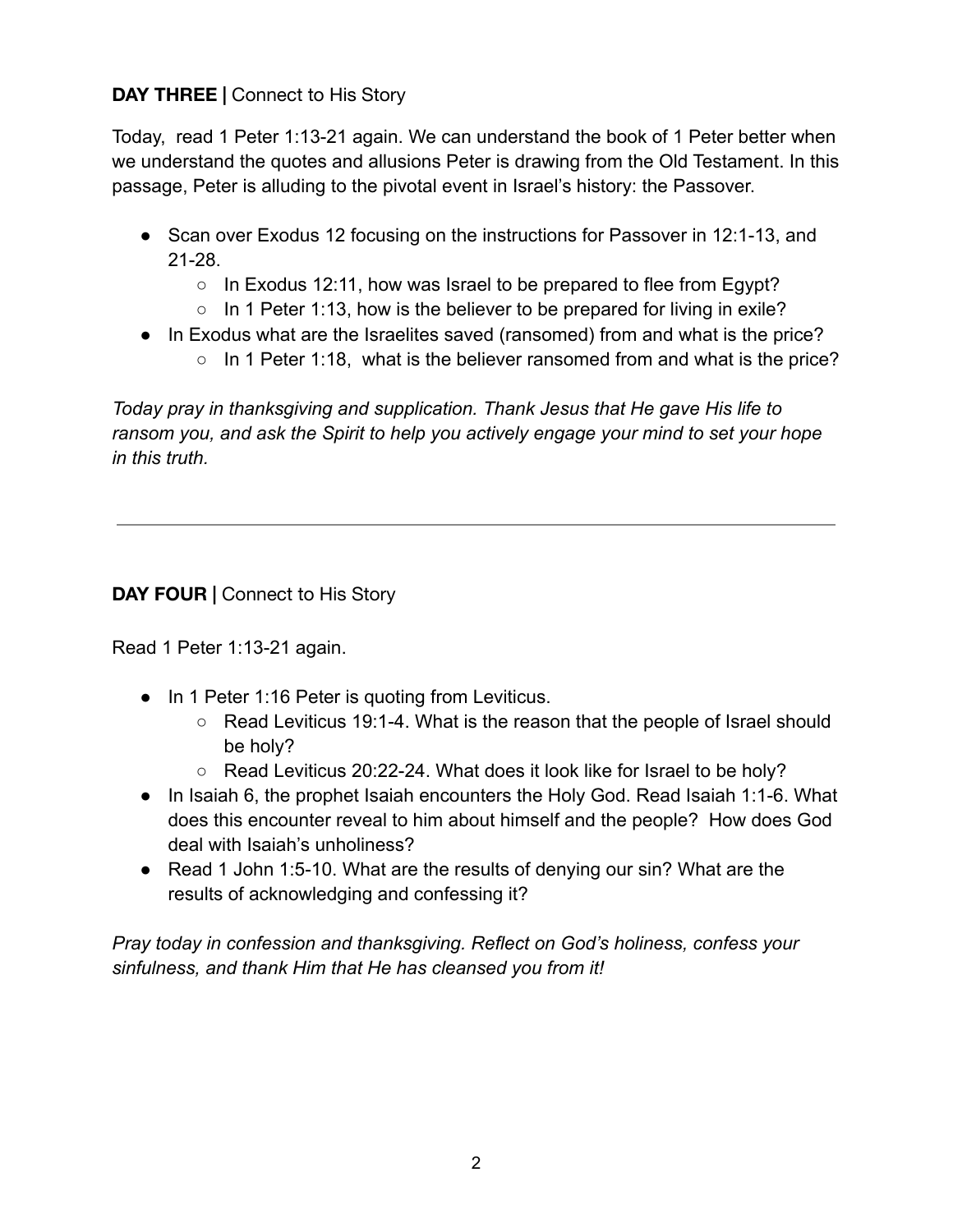**DAY THREE |** Connect to His Story

Today, read 1 Peter 1:13-21 again. We can understand the book of 1 Peter better when we understand the quotes and allusions Peter is drawing from the Old Testament. In this passage, Peter is alluding to the pivotal event in Israel's history: the Passover.

- Scan over Exodus 12 focusing on the instructions for Passover in 12:1-13, and 21-28.
  - In Exodus 12:11, how was Israel to be prepared to flee from Egypt?
  - In 1 Peter 1:13, how is the believer to be prepared for living in exile?
- In Exodus what are the Israelites saved (ransomed) from and what is the price?
  - In 1 Peter 1:18, what is the believer ransomed from and what is the price?

*Today pray in thanksgiving and supplication. Thank Jesus that He gave His life to ransom you, and ask the Spirit to help you actively engage your mind to set your hope in this truth.*

---

**DAY FOUR |** Connect to His Story

Read 1 Peter 1:13-21 again.

- In 1 Peter 1:16 Peter is quoting from Leviticus.
  - Read Leviticus 19:1-4. What is the reason that the people of Israel should be holy?
  - Read Leviticus 20:22-24. What does it look like for Israel to be holy?
- In Isaiah 6, the prophet Isaiah encounters the Holy God. Read Isaiah 1:1-6. What does this encounter reveal to him about himself and the people? How does God deal with Isaiah's unholiness?
- Read 1 John 1:5-10. What are the results of denying our sin? What are the results of acknowledging and confessing it?

*Pray today in confession and thanksgiving. Reflect on God's holiness, confess your sinfulness, and thank Him that He has cleansed you from it!*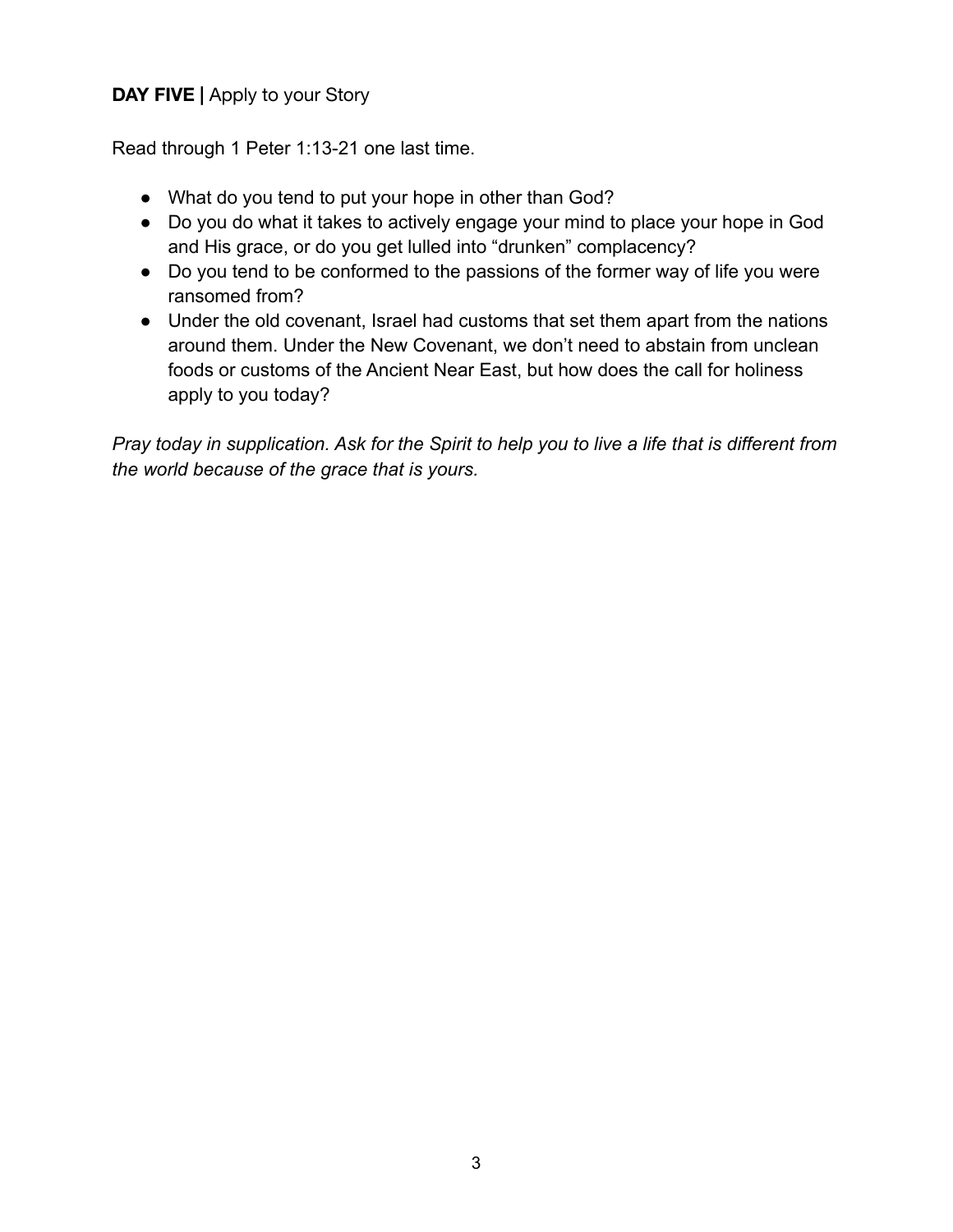**DAY FIVE |** Apply to your Story

Read through 1 Peter 1:13-21 one last time.

- What do you tend to put your hope in other than God?
- Do you do what it takes to actively engage your mind to place your hope in God and His grace, or do you get lulled into “drunken” complacency?
- Do you tend to be conformed to the passions of the former way of life you were ransomed from?
- Under the old covenant, Israel had customs that set them apart from the nations around them. Under the New Covenant, we don’t need to abstain from unclean foods or customs of the Ancient Near East, but how does the call for holiness apply to you today?

*Pray today in supplication. Ask for the Spirit to help you to live a life that is different from the world because of the grace that is yours.*